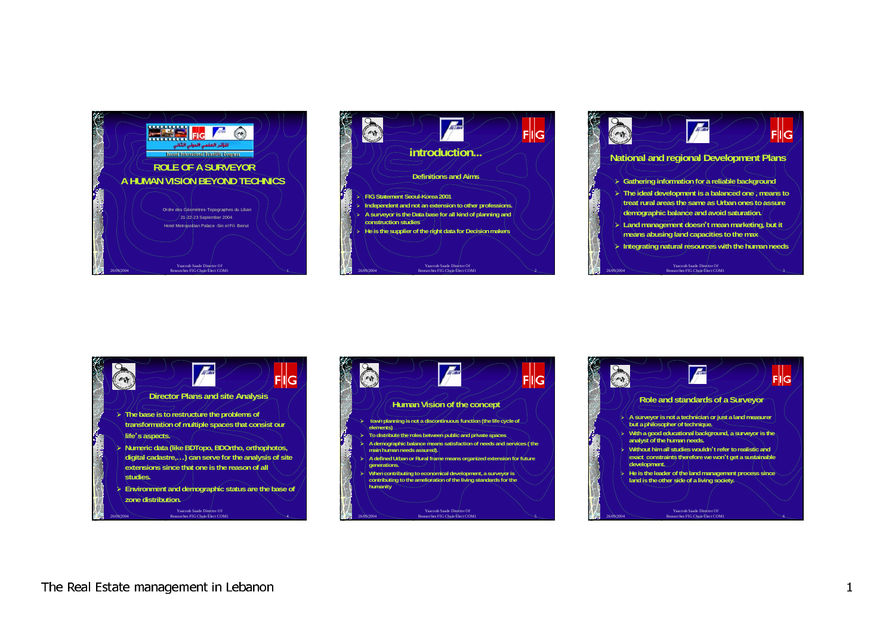## Slide 1

المؤتمر العلمي الدولي الثاني

Second International Scientific Congress

### ROLE OF A SURVEYOR
### A HUMAN VISION BEYOND TECHNICS

Ordre des Géomètres-Topographes du Liban

21-22-23 September 2004

Hotel Metropolitan Palace -Sin el Fil- Beirut

## Slide 2

### introduction...

Definitions and Aims

- FIG Statement Seoul-Korea 2001
- Independent and not an extension to other professions.
- A surveyor is the Data base for all kind of planning and construction studies
- He is the supplier of the right data for Decision makers

## Slide 3

### National and regional Development Plans

- Gathering information for a reliable background
- The ideal development is a balanced one , means to treat rural areas the same as Urban ones to assure demographic balance and avoid saturation.
- Land management doesn't mean marketing, but it means abusing land capacities to the max
- Integrating natural resources with the human needs

## Slide 4

### Director Plans and site Analysis

- The base is to restructure the problems of transformation of multiple spaces that consist our life's aspects.
- Numeric data (like BDTopo, BDOrtho, orthophotos, digital cadastre,….) can serve for the analysis of site extensions since that one is the reason of all studies.
- Environment and demographic status are the base of zone distribution.

## Slide 5

### Human Vision of the concept

- town planning is not a discontinuous function (the life cycle of elements)
- To distribute the roles between public and private spaces
- A demographic balance means satisfaction of needs and services ( the main human needs assured).
- A defined Urban or Rural frame means organized extension for future generations.
- When contributing to economical development, a surveyor is contributing to the amelioration of the living standards for the humanity

## Slide 6

### Role and standards of a Surveyor

- A surveyor is not a technician or just a land measurer but a philosopher of technique.
- With a good educational background, a surveyor is the analyst of the human needs.
- Without him all studies wouldn't refer to realistic and exact constraints therefore we won't get a sustainable development.
- He is the leader of the land management process since land is the other side of a living society.

The Real Estate management in Lebanon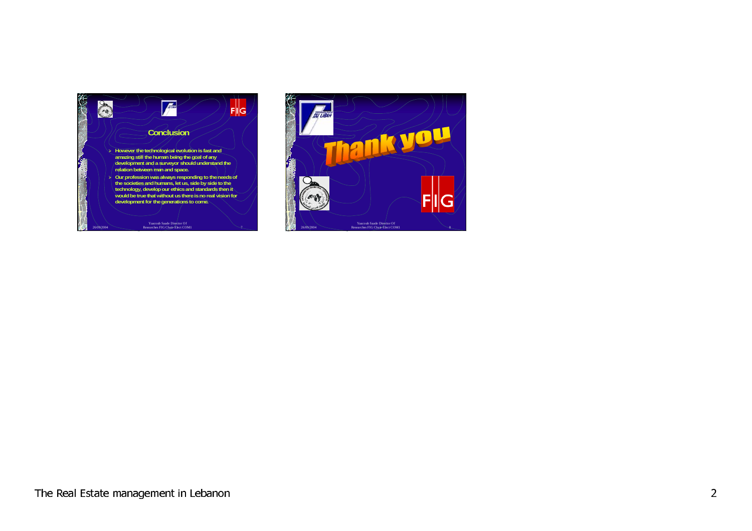## Conclusion

- However the technological evolution is fast and amazing still the human being the goal of any development and a surveyor should understand the relation between man and space.
- Our profession was always responding to the needs of the societies and humans, let us, side by side to the technology, develop our ethics and standards then it would be true that without us there is no real vision for development for the generations to come.

26/09/2004 Yaacoub Saade Director Of Researches FIG Chair-Elect COM1 7

Thank you

26/09/2004 Yaacoub Saade Director Of Researches FIG Chair-Elect COM1 8